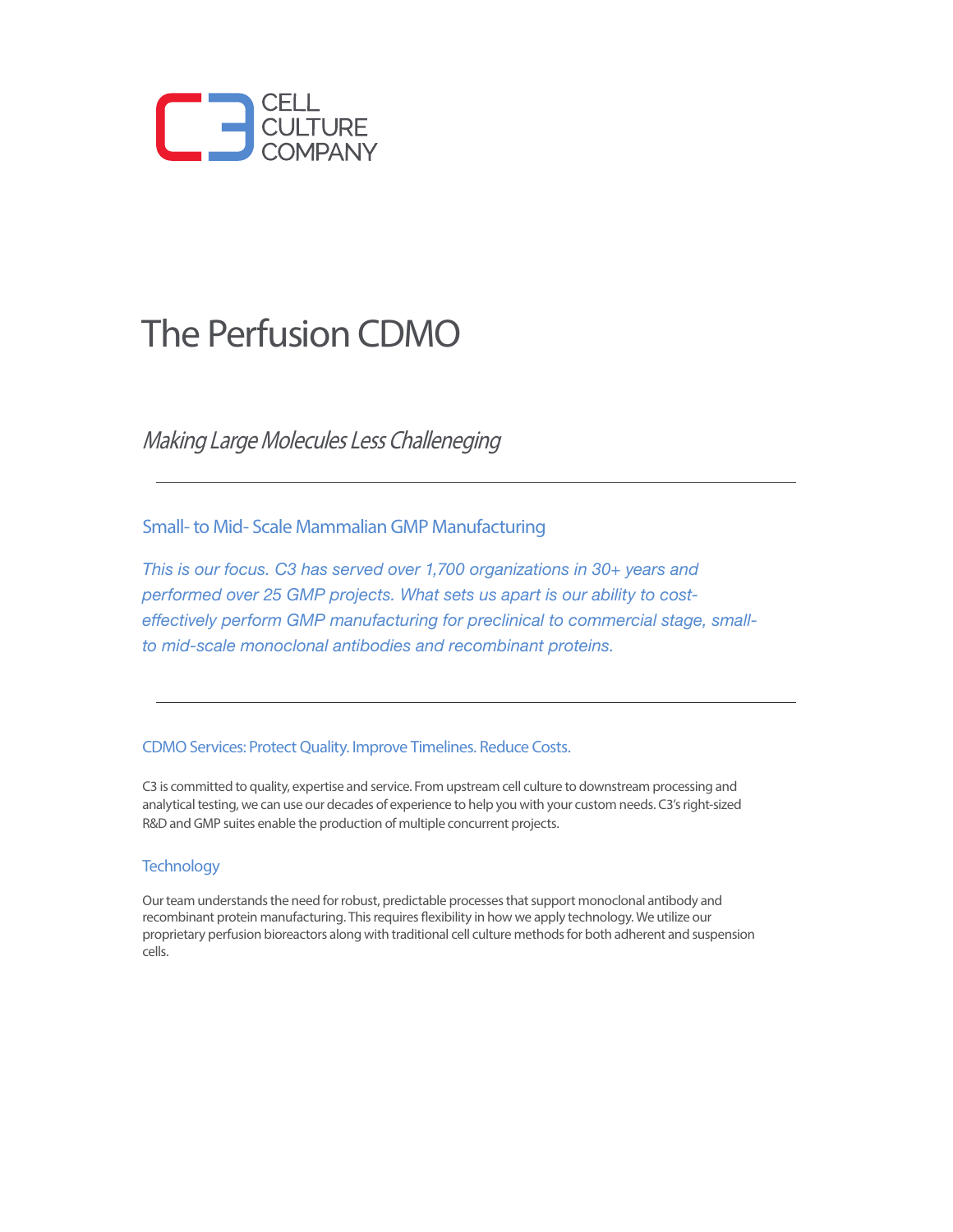CELL
CULTURE
COMPANY

# The Perfusion CDMO

*Making Large Molecules Less Challeneging*

---

## Small- to Mid- Scale Mammalian GMP Manufacturing

*This is our focus. C3 has served over 1,700 organizations in 30+ years and performed over 25 GMP projects. What sets us apart is our ability to cost-effectively perform GMP manufacturing for preclinical to commercial stage, small- to mid-scale monoclonal antibodies and recombinant proteins.*

---

### CDMO Services: Protect Quality. Improve Timelines. Reduce Costs.

C3 is committed to quality, expertise and service. From upstream cell culture to downstream processing and analytical testing, we can use our decades of experience to help you with your custom needs. C3's right-sized R&D and GMP suites enable the production of multiple concurrent projects.

### Technology

Our team understands the need for robust, predictable processes that support monoclonal antibody and recombinant protein manufacturing. This requires flexibility in how we apply technology. We utilize our proprietary perfusion bioreactors along with traditional cell culture methods for both adherent and suspension cells.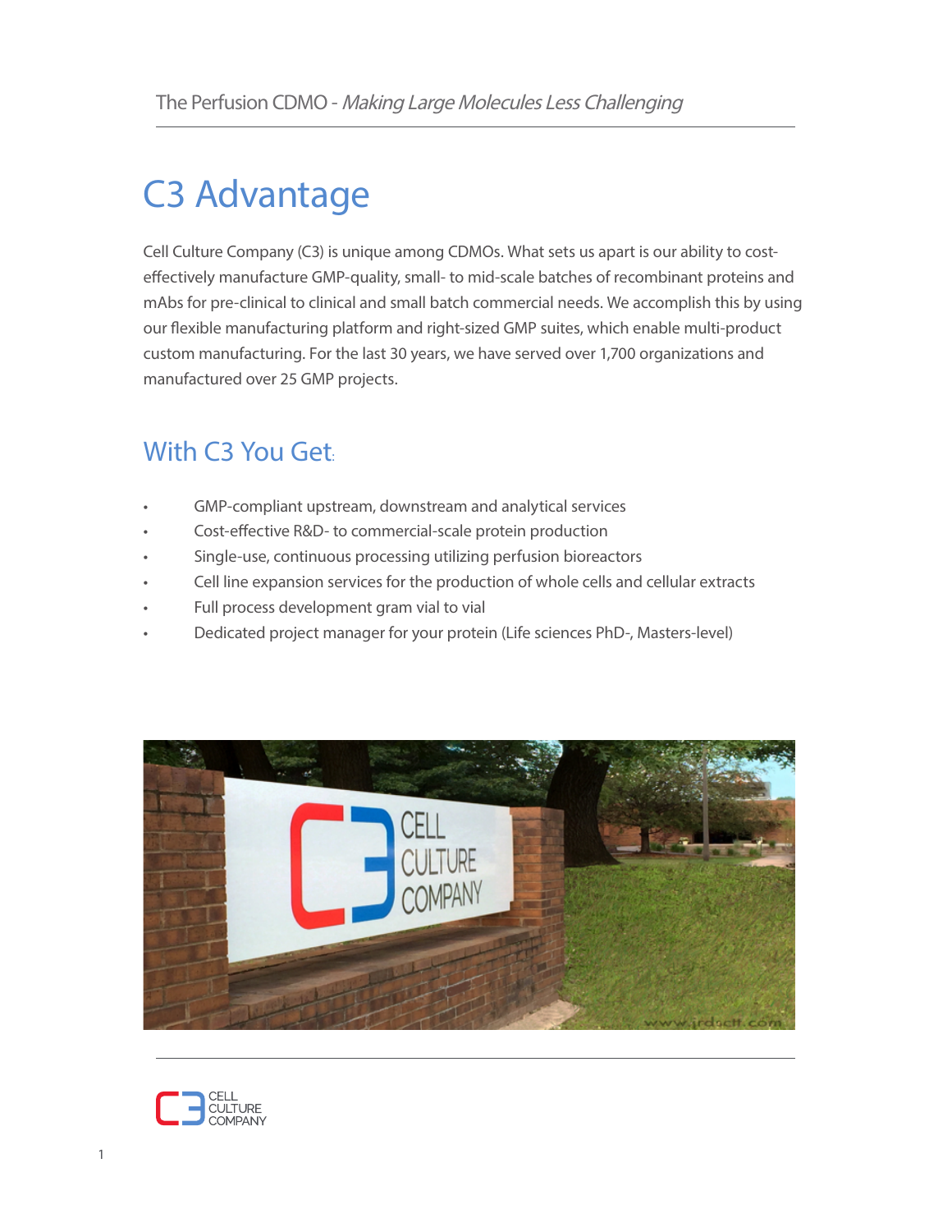# C3 Advantage

Cell Culture Company (C3) is unique among CDMOs. What sets us apart is our ability to cost-effectively manufacture GMP-quality, small- to mid-scale batches of recombinant proteins and mAbs for pre-clinical to clinical and small batch commercial needs. We accomplish this by using our flexible manufacturing platform and right-sized GMP suites, which enable multi-product custom manufacturing. For the last 30 years, we have served over 1,700 organizations and manufactured over 25 GMP projects.

## With C3 You Get:

- GMP-compliant upstream, downstream and analytical services
- Cost-effective R&D- to commercial-scale protein production
- Single-use, continuous processing utilizing perfusion bioreactors
- Cell line expansion services for the production of whole cells and cellular extracts
- Full process development gram vial to vial
- Dedicated project manager for your protein (Life sciences PhD-, Masters-level)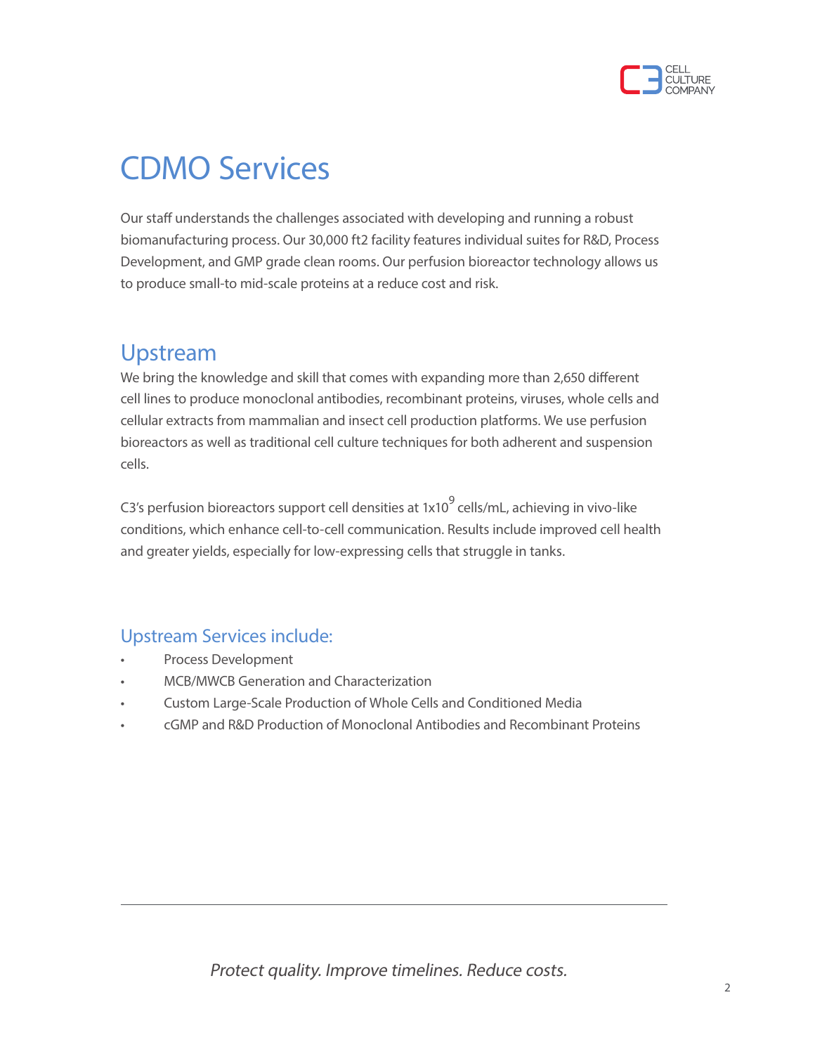# CDMO Services

Our staff understands the challenges associated with developing and running a robust biomanufacturing process. Our 30,000 ft2 facility features individual suites for R&D, Process Development, and GMP grade clean rooms. Our perfusion bioreactor technology allows us to produce small-to mid-scale proteins at a reduce cost and risk.

## Upstream

We bring the knowledge and skill that comes with expanding more than 2,650 different cell lines to produce monoclonal antibodies, recombinant proteins, viruses, whole cells and cellular extracts from mammalian and insect cell production platforms. We use perfusion bioreactors as well as traditional cell culture techniques for both adherent and suspension cells.

C3's perfusion bioreactors support cell densities at $1x10^9$ cells/mL, achieving in vivo-like conditions, which enhance cell-to-cell communication. Results include improved cell health and greater yields, especially for low-expressing cells that struggle in tanks.

### Upstream Services include:

- Process Development
- MCB/MWCB Generation and Characterization
- Custom Large-Scale Production of Whole Cells and Conditioned Media
- cGMP and R&D Production of Monoclonal Antibodies and Recombinant Proteins

*Protect quality. Improve timelines. Reduce costs.*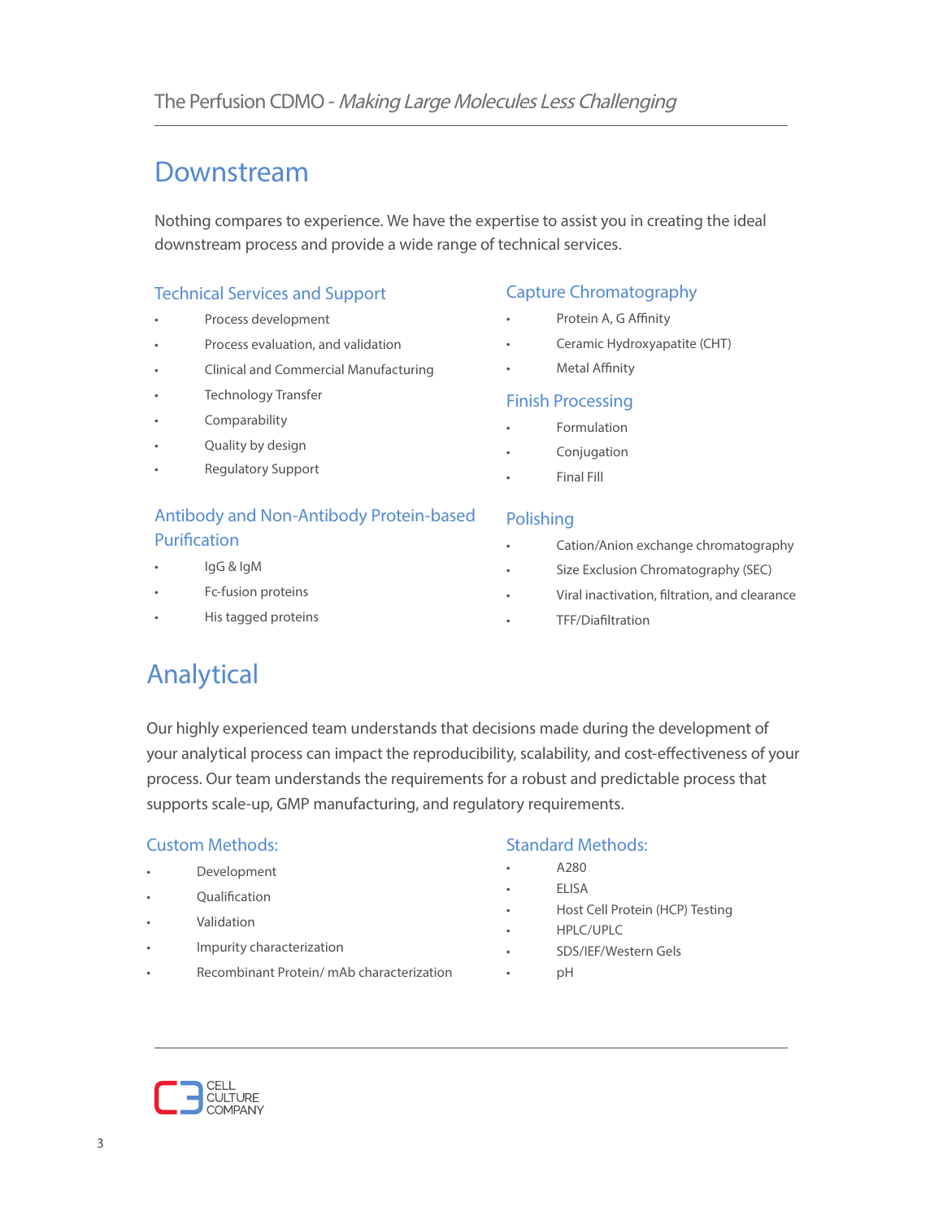# Downstream

Nothing compares to experience. We have the expertise to assist you in creating the ideal downstream process and provide a wide range of technical services.

## Technical Services and Support

- Process development
- Process evaluation, and validation
- Clinical and Commercial Manufacturing
- Technology Transfer
- Comparability
- Quality by design
- Regulatory Support

## Antibody and Non-Antibody Protein-based Purification

- IgG & IgM
- Fc-fusion proteins
- His tagged proteins

## Capture Chromatography

- Protein A, G Affinity
- Ceramic Hydroxyapatite (CHT)
- Metal Affinity

## Finish Processing

- Formulation
- Conjugation
- Final Fill

## Polishing

- Cation/Anion exchange chromatography
- Size Exclusion Chromatography (SEC)
- Viral inactivation, filtration, and clearance
- TFF/Diafiltration

# Analytical

Our highly experienced team understands that decisions made during the development of your analytical process can impact the reproducibility, scalability, and cost-effectiveness of your process. Our team understands the requirements for a robust and predictable process that supports scale-up, GMP manufacturing, and regulatory requirements.

## Custom Methods:

- Development
- Qualification
- Validation
- Impurity characterization
- Recombinant Protein/ mAb characterization

## Standard Methods:

- A280
- ELISA
- Host Cell Protein (HCP) Testing
- HPLC/UPLC
- SDS/IEF/Western Gels
- pH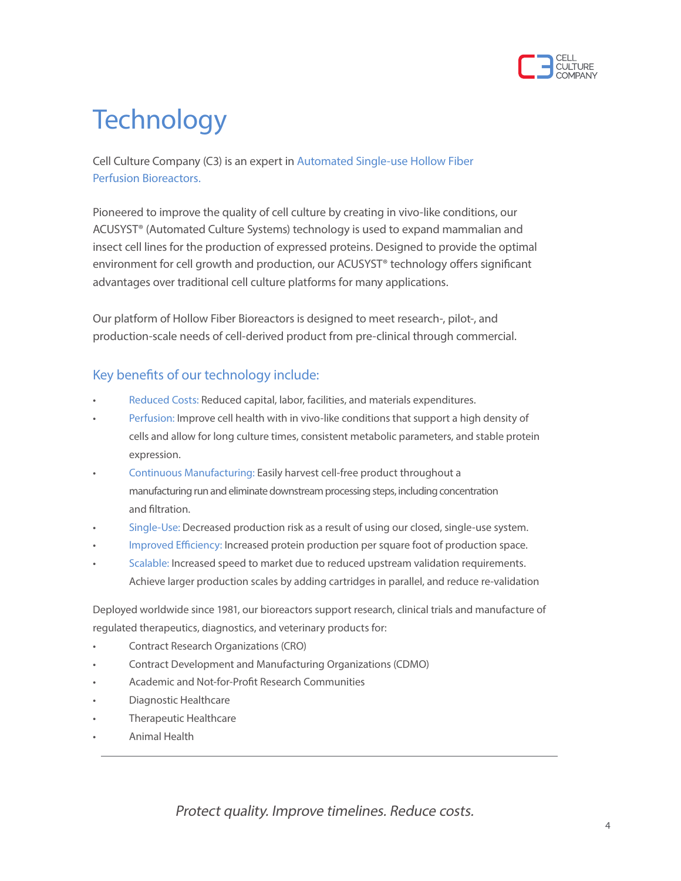# Technology

Cell Culture Company (C3) is an expert in Automated Single-use Hollow Fiber Perfusion Bioreactors.

Pioneered to improve the quality of cell culture by creating in vivo-like conditions, our ACUSYST® (Automated Culture Systems) technology is used to expand mammalian and insect cell lines for the production of expressed proteins. Designed to provide the optimal environment for cell growth and production, our ACUSYST® technology offers significant advantages over traditional cell culture platforms for many applications.

Our platform of Hollow Fiber Bioreactors is designed to meet research-, pilot-, and production-scale needs of cell-derived product from pre-clinical through commercial.

## Key benefits of our technology include:

- Reduced Costs: Reduced capital, labor, facilities, and materials expenditures.
- Perfusion: Improve cell health with in vivo-like conditions that support a high density of cells and allow for long culture times, consistent metabolic parameters, and stable protein expression.
- Continuous Manufacturing: Easily harvest cell-free product throughout a manufacturing run and eliminate downstream processing steps, including concentration and filtration.
- Single-Use: Decreased production risk as a result of using our closed, single-use system.
- Improved Efficiency: Increased protein production per square foot of production space.
- Scalable: Increased speed to market due to reduced upstream validation requirements. Achieve larger production scales by adding cartridges in parallel, and reduce re-validation

Deployed worldwide since 1981, our bioreactors support research, clinical trials and manufacture of regulated therapeutics, diagnostics, and veterinary products for:

- Contract Research Organizations (CRO)
- Contract Development and Manufacturing Organizations (CDMO)
- Academic and Not-for-Profit Research Communities
- Diagnostic Healthcare
- Therapeutic Healthcare
- Animal Health

---

*Protect quality. Improve timelines. Reduce costs.*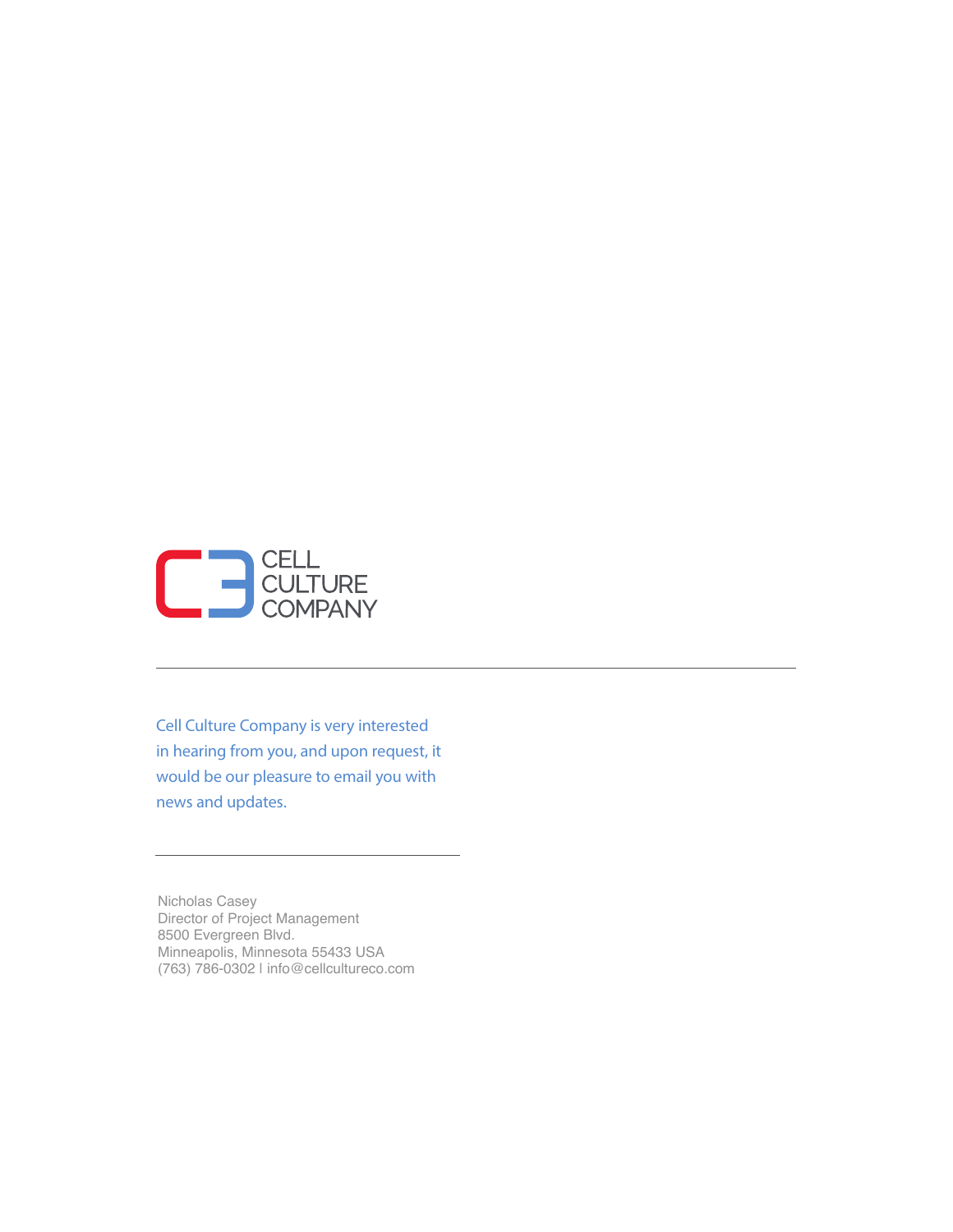CELL
CULTURE
COMPANY

---

Cell Culture Company is very interested in hearing from you, and upon request, it would be our pleasure to email you with news and updates.

---

Nicholas Casey
Director of Project Management
8500 Evergreen Blvd.
Minneapolis, Minnesota 55433 USA
(763) 786-0302 | info@cellcultureco.com